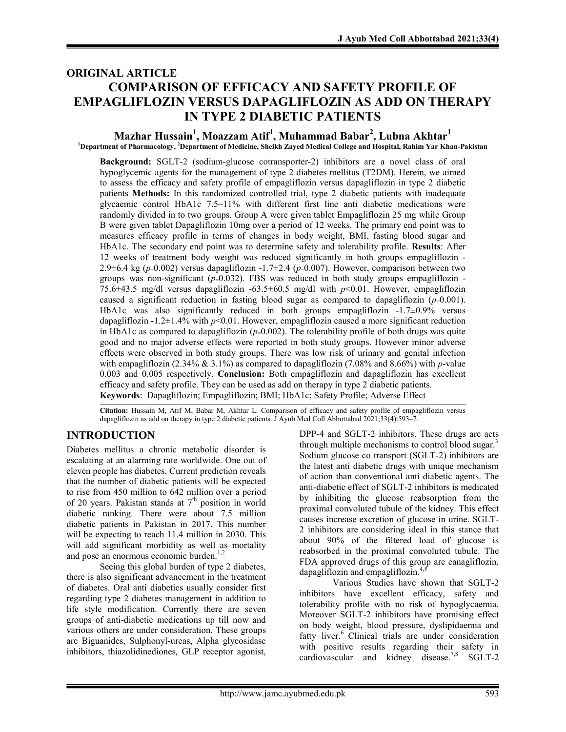ORIGINAL ARTICLE

# COMPARISON OF EFFICACY AND SAFETY PROFILE OF EMPAGLIFLOZIN VERSUS DAPAGLIFLOZIN AS ADD ON THERAPY IN TYPE 2 DIABETIC PATIENTS

**Mazhar Hussain[1], Moazzam Atif[1], Muhammad Babar[2], Lubna Akhtar[1]**

[1]Department of Pharmacology, [2]Department of Medicine, Sheikh Zayed Medical College and Hospital, Rahim Yar Khan-Pakistan

**Background:** SGLT-2 (sodium-glucose cotransporter-2) inhibitors are a novel class of oral hypoglycemic agents for the management of type 2 diabetes mellitus (T2DM). Herein, we aimed to assess the efficacy and safety profile of empagliflozin versus dapagliflozin in type 2 diabetic patients **Methods:** In this randomized controlled trial, type 2 diabetic patients with inadequate glycaemic control HbA1c 7.5–11% with different first line anti diabetic medications were randomly divided in to two groups. Group A were given tablet Empagliflozin 25 mg while Group B were given tablet Dapagliflozin 10mg over a period of 12 weeks. The primary end point was to measures efficacy profile in terms of changes in body weight, BMI, fasting blood sugar and HbA1c. The secondary end point was to determine safety and tolerability profile. **Results**: After 12 weeks of treatment body weight was reduced significantly in both groups empagliflozin -2.9±6.4 kg ($p$=0.002) versus dapagliflozin -1.7±2.4 ($p$=0.007). However, comparison between two groups was non-significant ($p$=0.032). FBS was reduced in both study groups empagliflozin -75.6±43.5 mg/dl versus dapagliflozin -63.5±60.5 mg/dl with $p$<0.01. However, empagliflozin caused a significant reduction in fasting blood sugar as compared to dapagliflozin ($p$=0.001). HbA1c was also significantly reduced in both groups empagliflozin -1.7±0.9% versus dapagliflozin -1.2±1.4% with $p$<0.01. However, empagliflozin caused a more significant reduction in HbA1c as compared to dapagliflozin ($p$=0.002). The tolerability profile of both drugs was quite good and no major adverse effects were reported in both study groups. However minor adverse effects were observed in both study groups. There was low risk of urinary and genital infection with empagliflozin (2.34% & 3.1%) as compared to dapagliflozin (7.08% and 8.66%) with $p$-value 0.003 and 0.005 respectively. **Conclusion:** Both empagliflozin and dapagliflozin has excellent efficacy and safety profile. They can be used as add on therapy in type 2 diabetic patients.

**Keywords**: Dapagliflozin; Empagliflozin; BMI; HbA1c; Safety Profile; Adverse Effect

**Citation:** Hussain M, Atif M, Babar M, Akhtar L. Comparison of efficacy and safety profile of empagliflozin versus dapagliflozin as add on therapy in type 2 diabetic patients. J Ayub Med Coll Abbottabad 2021;33(4):593–7.

## INTRODUCTION

Diabetes mellitus a chronic metabolic disorder is escalating at an alarming rate worldwide. One out of eleven people has diabetes. Current prediction reveals that the number of diabetic patients will be expected to rise from 450 million to 642 million over a period of 20 years. Pakistan stands at 7th position in world diabetic ranking. There were about 7.5 million diabetic patients in Pakistan in 2017. This number will be expecting to reach 11.4 million in 2030. This will add significant morbidity as well as mortality and pose an enormous economic burden.[1,2]

Seeing this global burden of type 2 diabetes, there is also significant advancement in the treatment of diabetes. Oral anti diabetics usually consider first regarding type 2 diabetes management in addition to life style modification. Currently there are seven groups of anti-diabetic medications up till now and various others are under consideration. These groups are Biguanides, Sulphonyl-ureas, Alpha glycosidase inhibitors, thiazolidinediones, GLP receptor agonist, DPP-4 and SGLT-2 inhibitors. These drugs are acts through multiple mechanisms to control blood sugar.[3] Sodium glucose co transport (SGLT-2) inhibitors are the latest anti diabetic drugs with unique mechanism of action than conventional anti diabetic agents. The anti-diabetic effect of SGLT-2 inhibitors is medicated by inhibiting the glucose reabsorption from the proximal convoluted tubule of the kidney. This effect causes increase excretion of glucose in urine. SGLT-2 inhibitors are considering ideal in this stance that about 90% of the filtered load of glucose is reabsorbed in the proximal convoluted tubule. The FDA approved drugs of this group are canagliflozin, dapagliflozin and empagliflozin.[4,5]

Various Studies have shown that SGLT-2 inhibitors have excellent efficacy, safety and tolerability profile with no risk of hypoglycaemia. Moreover SGLT-2 inhibitors have promising effect on body weight, blood pressure, dyslipidaemia and fatty liver.[6] Clinical trials are under consideration with positive results regarding their safety in cardiovascular and kidney disease.[7,8] SGLT-2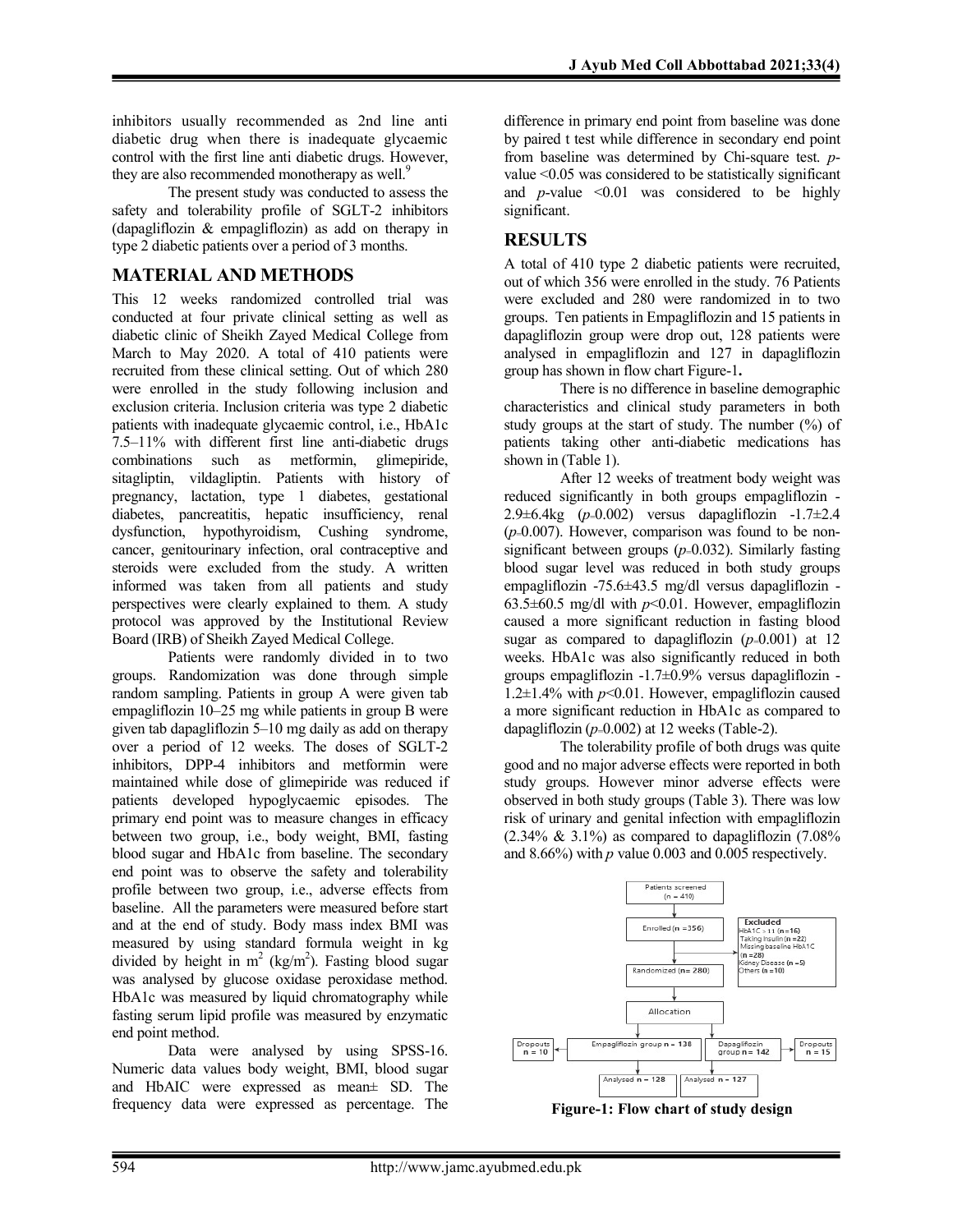inhibitors usually recommended as 2nd line anti diabetic drug when there is inadequate glycaemic control with the first line anti diabetic drugs. However, they are also recommended monotherapy as well.[9]

The present study was conducted to assess the safety and tolerability profile of SGLT-2 inhibitors (dapagliflozin & empagliflozin) as add on therapy in type 2 diabetic patients over a period of 3 months.

## MATERIAL AND METHODS

This 12 weeks randomized controlled trial was conducted at four private clinical setting as well as diabetic clinic of Sheikh Zayed Medical College from March to May 2020. A total of 410 patients were recruited from these clinical setting. Out of which 280 were enrolled in the study following inclusion and exclusion criteria. Inclusion criteria was type 2 diabetic patients with inadequate glycaemic control, i.e., HbA1c 7.5–11% with different first line anti-diabetic drugs combinations such as metformin, glimepiride, sitagliptin, vildagliptin. Patients with history of pregnancy, lactation, type 1 diabetes, gestational diabetes, pancreatitis, hepatic insufficiency, renal dysfunction, hypothyroidism, Cushing syndrome, cancer, genitourinary infection, oral contraceptive and steroids were excluded from the study. A written informed was taken from all patients and study perspectives were clearly explained to them. A study protocol was approved by the Institutional Review Board (IRB) of Sheikh Zayed Medical College.

Patients were randomly divided in to two groups. Randomization was done through simple random sampling. Patients in group A were given tab empagliflozin 10–25 mg while patients in group B were given tab dapagliflozin 5–10 mg daily as add on therapy over a period of 12 weeks. The doses of SGLT-2 inhibitors, DPP-4 inhibitors and metformin were maintained while dose of glimepiride was reduced if patients developed hypoglycaemic episodes. The primary end point was to measure changes in efficacy between two group, i.e., body weight, BMI, fasting blood sugar and HbA1c from baseline. The secondary end point was to observe the safety and tolerability profile between two group, i.e., adverse effects from baseline. All the parameters were measured before start and at the end of study. Body mass index BMI was measured by using standard formula weight in kg divided by height in $m^2$ (kg/$m^2$). Fasting blood sugar was analysed by glucose oxidase peroxidase method. HbA1c was measured by liquid chromatography while fasting serum lipid profile was measured by enzymatic end point method.

Data were analysed by using SPSS-16. Numeric data values body weight, BMI, blood sugar and HbAIC were expressed as mean± SD. The frequency data were expressed as percentage. The difference in primary end point from baseline was done by paired t test while difference in secondary end point from baseline was determined by Chi-square test. *p*-value <0.05 was considered to be statistically significant and *p*-value <0.01 was considered to be highly significant.

## RESULTS

A total of 410 type 2 diabetic patients were recruited, out of which 356 were enrolled in the study. 76 Patients were excluded and 280 were randomized in to two groups. Ten patients in Empagliflozin and 15 patients in dapagliflozin group were drop out, 128 patients were analysed in empagliflozin and 127 in dapagliflozin group has shown in flow chart Figure-1**.**

There is no difference in baseline demographic characteristics and clinical study parameters in both study groups at the start of study. The number (%) of patients taking other anti-diabetic medications has shown in (Table 1).

After 12 weeks of treatment body weight was reduced significantly in both groups empagliflozin -2.9±6.4kg (*p*=0.002) versus dapagliflozin -1.7±2.4 (*p*=0.007). However, comparison was found to be non-significant between groups (*p*=0.032). Similarly fasting blood sugar level was reduced in both study groups empagliflozin -75.6±43.5 mg/dl versus dapagliflozin -63.5±60.5 mg/dl with *p*<0.01. However, empagliflozin caused a more significant reduction in fasting blood sugar as compared to dapagliflozin (*p*=0.001) at 12 weeks. HbA1c was also significantly reduced in both groups empagliflozin -1.7±0.9% versus dapagliflozin -1.2±1.4% with *p*<0.01. However, empagliflozin caused a more significant reduction in HbA1c as compared to dapagliflozin (*p*=0.002) at 12 weeks (Table-2).

The tolerability profile of both drugs was quite good and no major adverse effects were reported in both study groups. However minor adverse effects were observed in both study groups (Table 3). There was low risk of urinary and genital infection with empagliflozin (2.34% & 3.1%) as compared to dapagliflozin (7.08% and 8.66%) with *p* value 0.003 and 0.005 respectively.

Patients screened (n = 410) → Enrolled (n = 356) → Excluded: HbA1C > 11 (n = 16), Taking Insulin (n = 22), Missing baseline HbA1C (n = 28), Kidney Disease (n = 5), Others (n = 10) → Randomized (n = 280) → Allocation → Empagliflozin group n = 138 (Dropouts n = 10; Analysed n = 128); Dapagliflozin group n = 142 (Dropouts n = 15; Analysed n = 127)

**Figure-1: Flow chart of study design**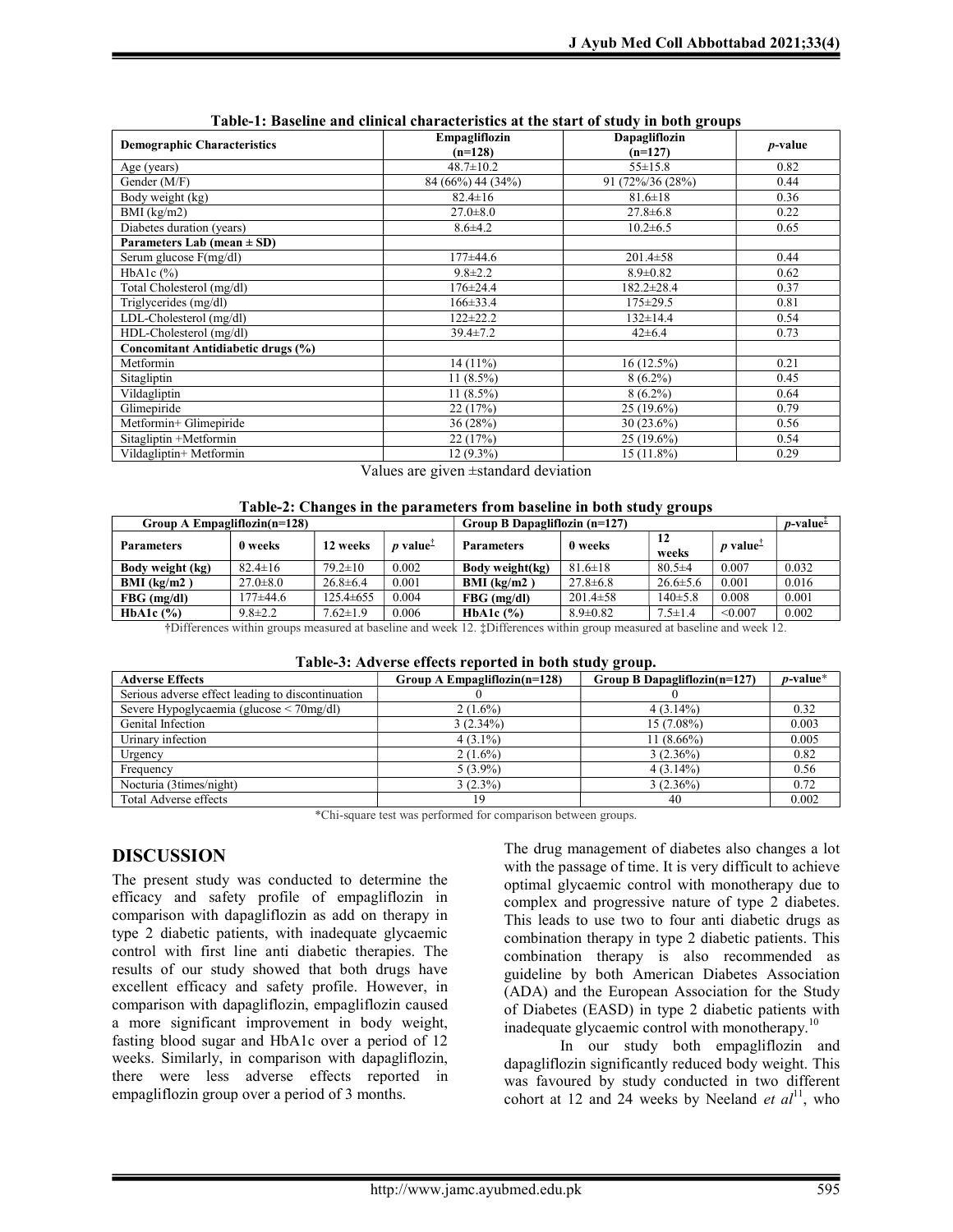**Table-1: Baseline and clinical characteristics at the start of study in both groups**

| Demographic Characteristics | Empagliflozin (n=128) | Dapagliflozin (n=127) | *p*-value |
|---|---|---|---|
| Age (years) | 48.7±10.2 | 55±15.8 | 0.82 |
| Gender (M/F) | 84 (66%) 44 (34%) | 91 (72%/36 (28%) | 0.44 |
| Body weight (kg) | 82.4±16 | 81.6±18 | 0.36 |
| BMI (kg/m2) | 27.0±8.0 | 27.8±6.8 | 0.22 |
| Diabetes duration (years) | 8.6±4.2 | 10.2±6.5 | 0.65 |
| **Parameters Lab (mean ± SD)** | | | |
| Serum glucose F(mg/dl) | 177±44.6 | 201.4±58 | 0.44 |
| HbA1c (%) | 9.8±2.2 | 8.9±0.82 | 0.62 |
| Total Cholesterol (mg/dl) | 176±24.4 | 182.2±28.4 | 0.37 |
| Triglycerides (mg/dl) | 166±33.4 | 175±29.5 | 0.81 |
| LDL-Cholesterol (mg/dl) | 122±22.2 | 132±14.4 | 0.54 |
| HDL-Cholesterol (mg/dl) | 39.4±7.2 | 42±6.4 | 0.73 |
| **Concomitant Antidiabetic drugs (%)** | | | |
| Metformin | 14 (11%) | 16 (12.5%) | 0.21 |
| Sitagliptin | 11 (8.5%) | 8 (6.2%) | 0.45 |
| Vildagliptin | 11 (8.5%) | 8 (6.2%) | 0.64 |
| Glimepiride | 22 (17%) | 25 (19.6%) | 0.79 |
| Metformin+ Glimepiride | 36 (28%) | 30 (23.6%) | 0.56 |
| Sitagliptin +Metformin | 22 (17%) | 25 (19.6%) | 0.54 |
| Vildagliptin+ Metformin | 12 (9.3%) | 15 (11.8%) | 0.29 |

Values are given ±standard deviation

**Table-2: Changes in the parameters from baseline in both study groups**

| Group A Empagliflozin(n=128) | | | | Group B Dapagliflozin (n=127) | | | | *p*-value‡ |
|---|---|---|---|---|---|---|---|---|
| **Parameters** | **0 weeks** | **12 weeks** | ***p* value†** | **Parameters** | **0 weeks** | **12 weeks** | ***p* value†** | |
| **Body weight (kg)** | 82.4±16 | 79.2±10 | 0.002 | **Body weight(kg)** | 81.6±18 | 80.5±4 | 0.007 | 0.032 |
| **BMI (kg/m2 )** | 27.0±8.0 | 26.8±6.4 | 0.001 | **BMI (kg/m2 )** | 27.8±6.8 | 26.6±5.6 | 0.001 | 0.016 |
| **FBG (mg/dl)** | 177±44.6 | 125.4±655 | 0.004 | **FBG (mg/dl)** | 201.4±58 | 140±5.8 | 0.008 | 0.001 |
| **HbA1c (%)** | 9.8±2.2 | 7.62±1.9 | 0.006 | **HbA1c (%)** | 8.9±0.82 | 7.5±1.4 | <0.007 | 0.002 |

†Differences within groups measured at baseline and week 12. ‡Differences within group measured at baseline and week 12.

**Table-3: Adverse effects reported in both study group.**

| Adverse Effects | Group A Empagliflozin(n=128) | Group B Dapagliflozin(n=127) | *p*-value* |
|---|---|---|---|
| Serious adverse effect leading to discontinuation | 0 | 0 | |
| Severe Hypoglycaemia (glucose < 70mg/dl) | 2 (1.6%) | 4 (3.14%) | 0.32 |
| Genital Infection | 3 (2.34%) | 15 (7.08%) | 0.003 |
| Urinary infection | 4 (3.1%) | 11 (8.66%) | 0.005 |
| Urgency | 2 (1.6%) | 3 (2.36%) | 0.82 |
| Frequency | 5 (3.9%) | 4 (3.14%) | 0.56 |
| Nocturia (3times/night) | 3 (2.3%) | 3 (2.36%) | 0.72 |
| Total Adverse effects | 19 | 40 | 0.002 |

*Chi-square test was performed for comparison between groups.

## DISCUSSION

The present study was conducted to determine the efficacy and safety profile of empagliflozin in comparison with dapagliflozin as add on therapy in type 2 diabetic patients, with inadequate glycaemic control with first line anti diabetic therapies. The results of our study showed that both drugs have excellent efficacy and safety profile. However, in comparison with dapagliflozin, empagliflozin caused a more significant improvement in body weight, fasting blood sugar and HbA1c over a period of 12 weeks. Similarly, in comparison with dapagliflozin, there were less adverse effects reported in empagliflozin group over a period of 3 months.

The drug management of diabetes also changes a lot with the passage of time. It is very difficult to achieve optimal glycaemic control with monotherapy due to complex and progressive nature of type 2 diabetes. This leads to use two to four anti diabetic drugs as combination therapy in type 2 diabetic patients. This combination therapy is also recommended as guideline by both American Diabetes Association (ADA) and the European Association for the Study of Diabetes (EASD) in type 2 diabetic patients with inadequate glycaemic control with monotherapy.[10]

In our study both empagliflozin and dapagliflozin significantly reduced body weight. This was favoured by study conducted in two different cohort at 12 and 24 weeks by Neeland *et al*[11], who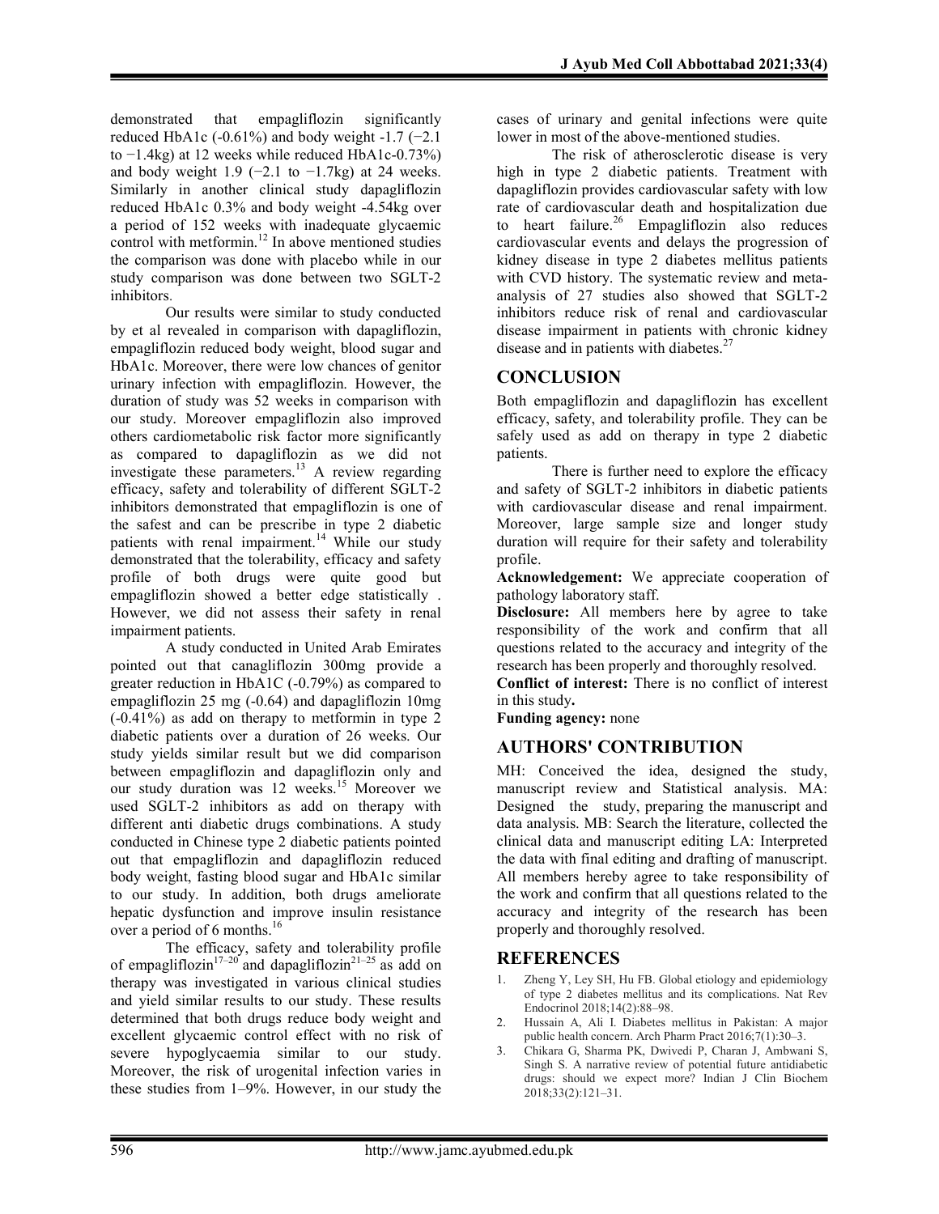demonstrated that empagliflozin significantly reduced HbA1c (-0.61%) and body weight -1.7 (−2.1 to −1.4kg) at 12 weeks while reduced HbA1c-0.73%) and body weight 1.9 (−2.1 to −1.7kg) at 24 weeks. Similarly in another clinical study dapagliflozin reduced HbA1c 0.3% and body weight -4.54kg over a period of 152 weeks with inadequate glycaemic control with metformin.[12] In above mentioned studies the comparison was done with placebo while in our study comparison was done between two SGLT-2 inhibitors.

Our results were similar to study conducted by et al revealed in comparison with dapagliflozin, empagliflozin reduced body weight, blood sugar and HbA1c. Moreover, there were low chances of genitor urinary infection with empagliflozin. However, the duration of study was 52 weeks in comparison with our study. Moreover empagliflozin also improved others cardiometabolic risk factor more significantly as compared to dapagliflozin as we did not investigate these parameters.[13] A review regarding efficacy, safety and tolerability of different SGLT-2 inhibitors demonstrated that empagliflozin is one of the safest and can be prescribe in type 2 diabetic patients with renal impairment.[14] While our study demonstrated that the tolerability, efficacy and safety profile of both drugs were quite good but empagliflozin showed a better edge statistically . However, we did not assess their safety in renal impairment patients.

A study conducted in United Arab Emirates pointed out that canagliflozin 300mg provide a greater reduction in HbA1C (-0.79%) as compared to empagliflozin 25 mg (-0.64) and dapagliflozin 10mg (-0.41%) as add on therapy to metformin in type 2 diabetic patients over a duration of 26 weeks. Our study yields similar result but we did comparison between empagliflozin and dapagliflozin only and our study duration was 12 weeks.[15] Moreover we used SGLT-2 inhibitors as add on therapy with different anti diabetic drugs combinations. A study conducted in Chinese type 2 diabetic patients pointed out that empagliflozin and dapagliflozin reduced body weight, fasting blood sugar and HbA1c similar to our study. In addition, both drugs ameliorate hepatic dysfunction and improve insulin resistance over a period of 6 months.[16]

The efficacy, safety and tolerability profile of empagliflozin[17–20] and dapagliflozin[21–25] as add on therapy was investigated in various clinical studies and yield similar results to our study. These results determined that both drugs reduce body weight and excellent glycaemic control effect with no risk of severe hypoglycaemia similar to our study. Moreover, the risk of urogenital infection varies in these studies from 1–9%. However, in our study the cases of urinary and genital infections were quite lower in most of the above-mentioned studies.

The risk of atherosclerotic disease is very high in type 2 diabetic patients. Treatment with dapagliflozin provides cardiovascular safety with low rate of cardiovascular death and hospitalization due to heart failure.[26] Empagliflozin also reduces cardiovascular events and delays the progression of kidney disease in type 2 diabetes mellitus patients with CVD history. The systematic review and meta-analysis of 27 studies also showed that SGLT-2 inhibitors reduce risk of renal and cardiovascular disease impairment in patients with chronic kidney disease and in patients with diabetes.[27]

## CONCLUSION

Both empagliflozin and dapagliflozin has excellent efficacy, safety, and tolerability profile. They can be safely used as add on therapy in type 2 diabetic patients.

There is further need to explore the efficacy and safety of SGLT-2 inhibitors in diabetic patients with cardiovascular disease and renal impairment. Moreover, large sample size and longer study duration will require for their safety and tolerability profile.

**Acknowledgement:** We appreciate cooperation of pathology laboratory staff.

**Disclosure:** All members here by agree to take responsibility of the work and confirm that all questions related to the accuracy and integrity of the research has been properly and thoroughly resolved.

**Conflict of interest:** There is no conflict of interest in this study**.**

**Funding agency:** none

## AUTHORS' CONTRIBUTION

MH: Conceived the idea, designed the study, manuscript review and Statistical analysis. MA: Designed the study, preparing the manuscript and data analysis. MB: Search the literature, collected the clinical data and manuscript editing LA: Interpreted the data with final editing and drafting of manuscript. All members hereby agree to take responsibility of the work and confirm that all questions related to the accuracy and integrity of the research has been properly and thoroughly resolved.

## REFERENCES

1. Zheng Y, Ley SH, Hu FB. Global etiology and epidemiology of type 2 diabetes mellitus and its complications. Nat Rev Endocrinol 2018;14(2):88–98.
2. Hussain A, Ali I. Diabetes mellitus in Pakistan: A major public health concern. Arch Pharm Pract 2016;7(1):30–3.
3. Chikara G, Sharma PK, Dwivedi P, Charan J, Ambwani S, Singh S. A narrative review of potential future antidiabetic drugs: should we expect more? Indian J Clin Biochem 2018;33(2):121–31.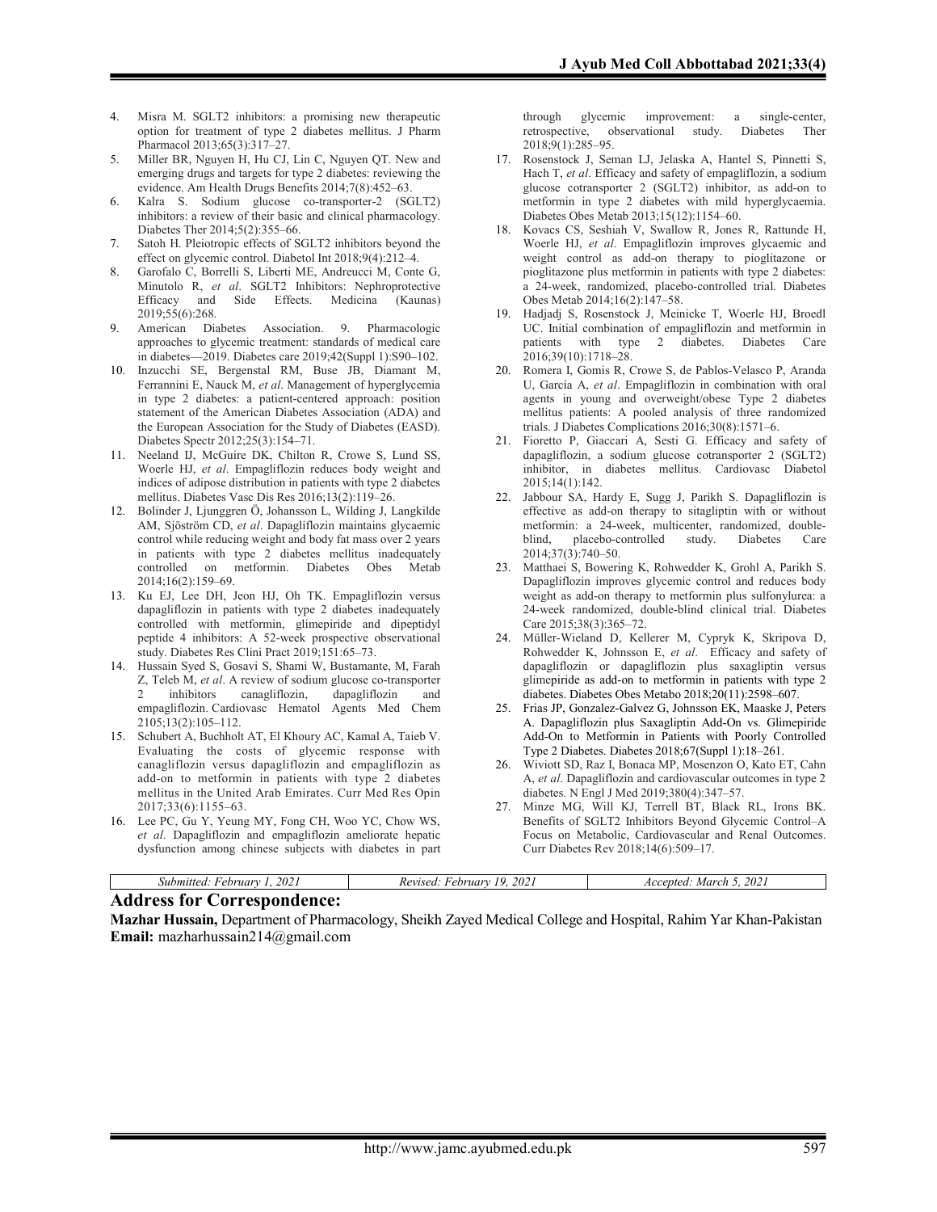4. Misra M. SGLT2 inhibitors: a promising new therapeutic option for treatment of type 2 diabetes mellitus. J Pharm Pharmacol 2013;65(3):317–27.
5. Miller BR, Nguyen H, Hu CJ, Lin C, Nguyen QT. New and emerging drugs and targets for type 2 diabetes: reviewing the evidence. Am Health Drugs Benefits 2014;7(8):452–63.
6. Kalra S. Sodium glucose co-transporter-2 (SGLT2) inhibitors: a review of their basic and clinical pharmacology. Diabetes Ther 2014;5(2):355–66.
7. Satoh H. Pleiotropic effects of SGLT2 inhibitors beyond the effect on glycemic control. Diabetol Int 2018;9(4):212–4.
8. Garofalo C, Borrelli S, Liberti ME, Andreucci M, Conte G, Minutolo R, *et al*. SGLT2 Inhibitors: Nephroprotective Efficacy and Side Effects. Medicina (Kaunas) 2019;55(6):268.
9. American Diabetes Association. 9. Pharmacologic approaches to glycemic treatment: standards of medical care in diabetes—2019. Diabetes care 2019;42(Suppl 1):S90–102.
10. Inzucchi SE, Bergenstal RM, Buse JB, Diamant M, Ferrannini E, Nauck M, *et al*. Management of hyperglycemia in type 2 diabetes: a patient-centered approach: position statement of the American Diabetes Association (ADA) and the European Association for the Study of Diabetes (EASD). Diabetes Spectr 2012;25(3):154–71.
11. Neeland IJ, McGuire DK, Chilton R, Crowe S, Lund SS, Woerle HJ, *et al*. Empagliflozin reduces body weight and indices of adipose distribution in patients with type 2 diabetes mellitus. Diabetes Vasc Dis Res 2016;13(2):119–26.
12. Bolinder J, Ljunggren Ö, Johansson L, Wilding J, Langkilde AM, Sjöström CD, *et al*. Dapagliflozin maintains glycaemic control while reducing weight and body fat mass over 2 years in patients with type 2 diabetes mellitus inadequately controlled on metformin. Diabetes Obes Metab 2014;16(2):159–69.
13. Ku EJ, Lee DH, Jeon HJ, Oh TK. Empagliflozin versus dapagliflozin in patients with type 2 diabetes inadequately controlled with metformin, glimepiride and dipeptidyl peptide 4 inhibitors: A 52-week prospective observational study. Diabetes Res Clini Pract 2019;151:65–73.
14. Hussain Syed S, Gosavi S, Shami W, Bustamante, M, Farah Z, Teleb M, *et al*. A review of sodium glucose co-transporter 2 inhibitors canagliflozin, dapagliflozin and empagliflozin. Cardiovasc Hematol Agents Med Chem 2105;13(2):105–112.
15. Schubert A, Buchholt AT, El Khoury AC, Kamal A, Taieb V. Evaluating the costs of glycemic response with canagliflozin versus dapagliflozin and empagliflozin as add-on to metformin in patients with type 2 diabetes mellitus in the United Arab Emirates. Curr Med Res Opin 2017;33(6):1155–63.
16. Lee PC, Gu Y, Yeung MY, Fong CH, Woo YC, Chow WS, *et al*. Dapagliflozin and empagliflozin ameliorate hepatic dysfunction among chinese subjects with diabetes in part through glycemic improvement: a single-center, retrospective, observational study. Diabetes Ther 2018;9(1):285–95.
17. Rosenstock J, Seman LJ, Jelaska A, Hantel S, Pinnetti S, Hach T, *et al*. Efficacy and safety of empagliflozin, a sodium glucose cotransporter 2 (SGLT2) inhibitor, as add-on to metformin in type 2 diabetes with mild hyperglycaemia. Diabetes Obes Metab 2013;15(12):1154–60.
18. Kovacs CS, Seshiah V, Swallow R, Jones R, Rattunde H, Woerle HJ, *et al*. Empagliflozin improves glycaemic and weight control as add-on therapy to pioglitazone or pioglitazone plus metformin in patients with type 2 diabetes: a 24-week, randomized, placebo-controlled trial. Diabetes Obes Metab 2014;16(2):147–58.
19. Hadjadj S, Rosenstock J, Meinicke T, Woerle HJ, Broedl UC. Initial combination of empagliflozin and metformin in patients with type 2 diabetes. Diabetes Care 2016;39(10):1718–28.
20. Romera I, Gomis R, Crowe S, de Pablos-Velasco P, Aranda U, García A, *et al*. Empagliflozin in combination with oral agents in young and overweight/obese Type 2 diabetes mellitus patients: A pooled analysis of three randomized trials. J Diabetes Complications 2016;30(8):1571–6.
21. Fioretto P, Giaccari A, Sesti G. Efficacy and safety of dapagliflozin, a sodium glucose cotransporter 2 (SGLT2) inhibitor, in diabetes mellitus. Cardiovasc Diabetol 2015;14(1):142.
22. Jabbour SA, Hardy E, Sugg J, Parikh S. Dapagliflozin is effective as add-on therapy to sitagliptin with or without metformin: a 24-week, multicenter, randomized, double-blind, placebo-controlled study. Diabetes Care 2014;37(3):740–50.
23. Matthaei S, Bowering K, Rohwedder K, Grohl A, Parikh S. Dapagliflozin improves glycemic control and reduces body weight as add-on therapy to metformin plus sulfonylurea: a 24-week randomized, double-blind clinical trial. Diabetes Care 2015;38(3):365–72.
24. Müller-Wieland D, Kellerer M, Cypryk K, Skripova D, Rohwedder K, Johnsson E, *et al*. Efficacy and safety of dapagliflozin or dapagliflozin plus saxagliptin versus glimepiride as add-on to metformin in patients with type 2 diabetes. Diabetes Obes Metabo 2018;20(11):2598–607.
25. Frias JP, Gonzalez-Galvez G, Johnsson EK, Maaske J, Peters A. Dapagliflozin plus Saxagliptin Add-On vs. Glimepiride Add-On to Metformin in Patients with Poorly Controlled Type 2 Diabetes. Diabetes 2018;67(Suppl 1):18–261.
26. Wiviott SD, Raz I, Bonaca MP, Mosenzon O, Kato ET, Cahn A, *et al*. Dapagliflozin and cardiovascular outcomes in type 2 diabetes. N Engl J Med 2019;380(4):347–57.
27. Minze MG, Will KJ, Terrell BT, Black RL, Irons BK. Benefits of SGLT2 Inhibitors Beyond Glycemic Control–A Focus on Metabolic, Cardiovascular and Renal Outcomes. Curr Diabetes Rev 2018;14(6):509–17.

| | | |
|---|---|---|
| *Submitted: February 1, 2021* | *Revised: February 19, 2021* | *Accepted: March 5, 2021* |

## Address for Correspondence:

**Mazhar Hussain,** Department of Pharmacology, Sheikh Zayed Medical College and Hospital, Rahim Yar Khan-Pakistan
**Email:** mazharhussain214@gmail.com